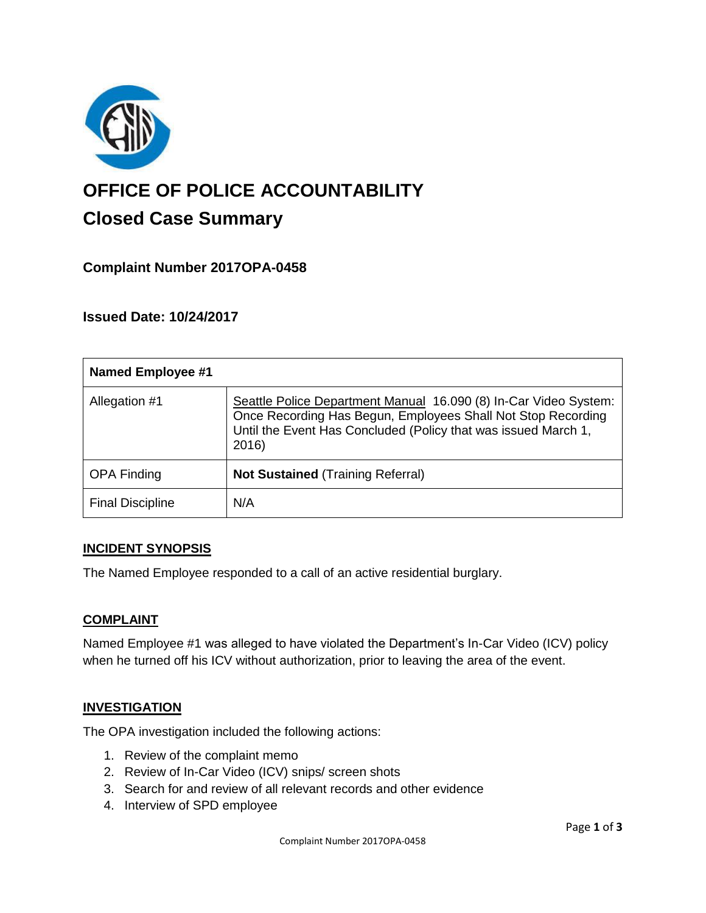# OFFICE OF POLICE ACCOUNTABILITY

## Closed Case Summary

### Complaint Number 2017OPA-0458

### Issued Date: 10/24/2017

| Named Employee #1 | |
| --- | --- |
| Allegation #1 | Seattle Police Department Manual 16.090 (8) In-Car Video System: Once Recording Has Begun, Employees Shall Not Stop Recording Until the Event Has Concluded (Policy that was issued March 1, 2016) |
| OPA Finding | **Not Sustained** (Training Referral) |
| Final Discipline | N/A |

### INCIDENT SYNOPSIS

The Named Employee responded to a call of an active residential burglary.

### COMPLAINT

Named Employee #1 was alleged to have violated the Department's In-Car Video (ICV) policy when he turned off his ICV without authorization, prior to leaving the area of the event.

### INVESTIGATION

The OPA investigation included the following actions:

1. Review of the complaint memo
2. Review of In-Car Video (ICV) snips/ screen shots
3. Search for and review of all relevant records and other evidence
4. Interview of SPD employee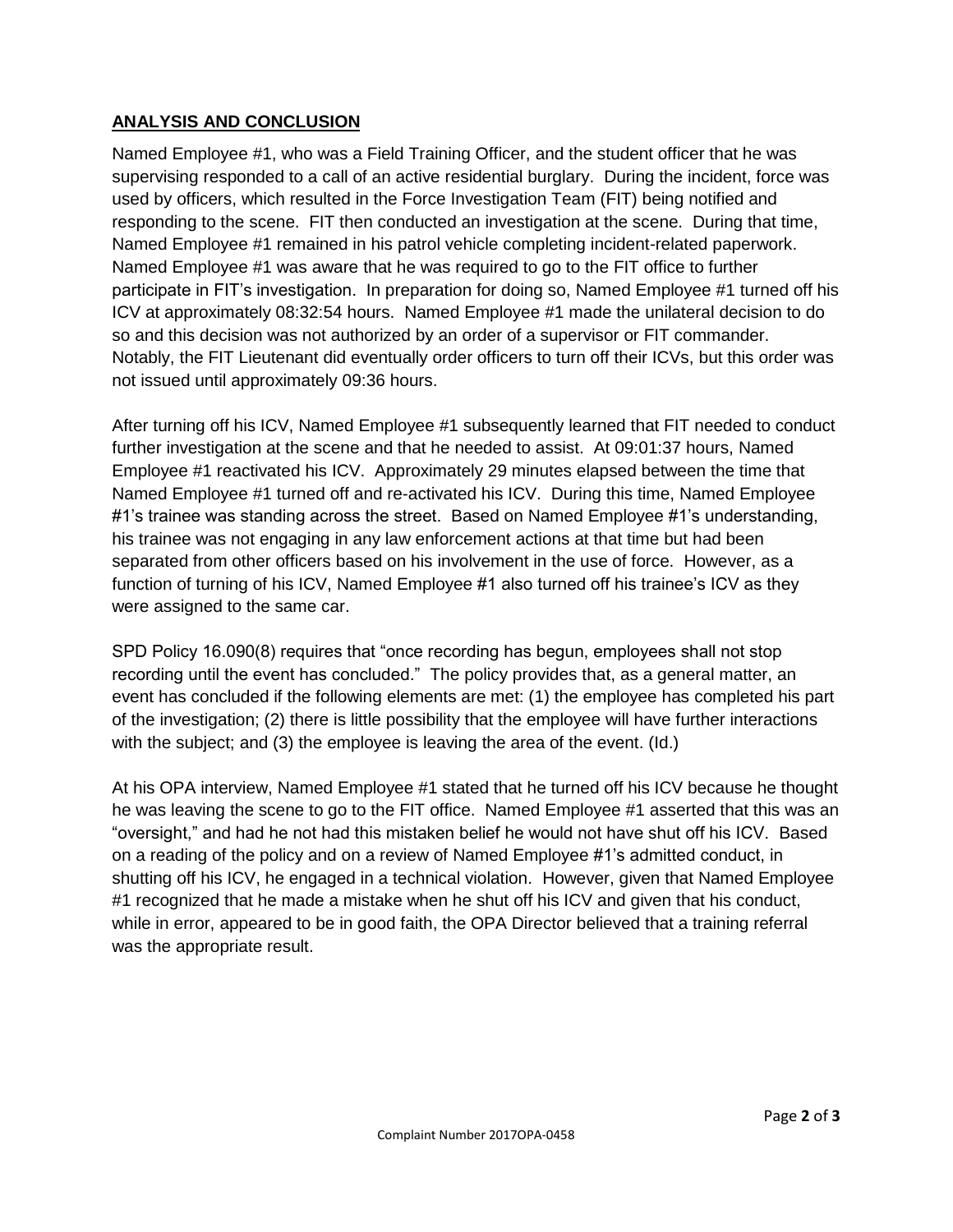## **ANALYSIS AND CONCLUSION**

Named Employee #1, who was a Field Training Officer, and the student officer that he was supervising responded to a call of an active residential burglary. During the incident, force was used by officers, which resulted in the Force Investigation Team (FIT) being notified and responding to the scene. FIT then conducted an investigation at the scene. During that time, Named Employee #1 remained in his patrol vehicle completing incident-related paperwork. Named Employee #1 was aware that he was required to go to the FIT office to further participate in FIT's investigation. In preparation for doing so, Named Employee #1 turned off his ICV at approximately 08:32:54 hours. Named Employee #1 made the unilateral decision to do so and this decision was not authorized by an order of a supervisor or FIT commander. Notably, the FIT Lieutenant did eventually order officers to turn off their ICVs, but this order was not issued until approximately 09:36 hours.

After turning off his ICV, Named Employee #1 subsequently learned that FIT needed to conduct further investigation at the scene and that he needed to assist. At 09:01:37 hours, Named Employee #1 reactivated his ICV. Approximately 29 minutes elapsed between the time that Named Employee #1 turned off and re-activated his ICV. During this time, Named Employee #1's trainee was standing across the street. Based on Named Employee #1's understanding, his trainee was not engaging in any law enforcement actions at that time but had been separated from other officers based on his involvement in the use of force. However, as a function of turning of his ICV, Named Employee #1 also turned off his trainee's ICV as they were assigned to the same car.

SPD Policy 16.090(8) requires that "once recording has begun, employees shall not stop recording until the event has concluded." The policy provides that, as a general matter, an event has concluded if the following elements are met: (1) the employee has completed his part of the investigation; (2) there is little possibility that the employee will have further interactions with the subject; and (3) the employee is leaving the area of the event. (Id.)

At his OPA interview, Named Employee #1 stated that he turned off his ICV because he thought he was leaving the scene to go to the FIT office. Named Employee #1 asserted that this was an "oversight," and had he not had this mistaken belief he would not have shut off his ICV. Based on a reading of the policy and on a review of Named Employee #1's admitted conduct, in shutting off his ICV, he engaged in a technical violation. However, given that Named Employee #1 recognized that he made a mistake when he shut off his ICV and given that his conduct, while in error, appeared to be in good faith, the OPA Director believed that a training referral was the appropriate result.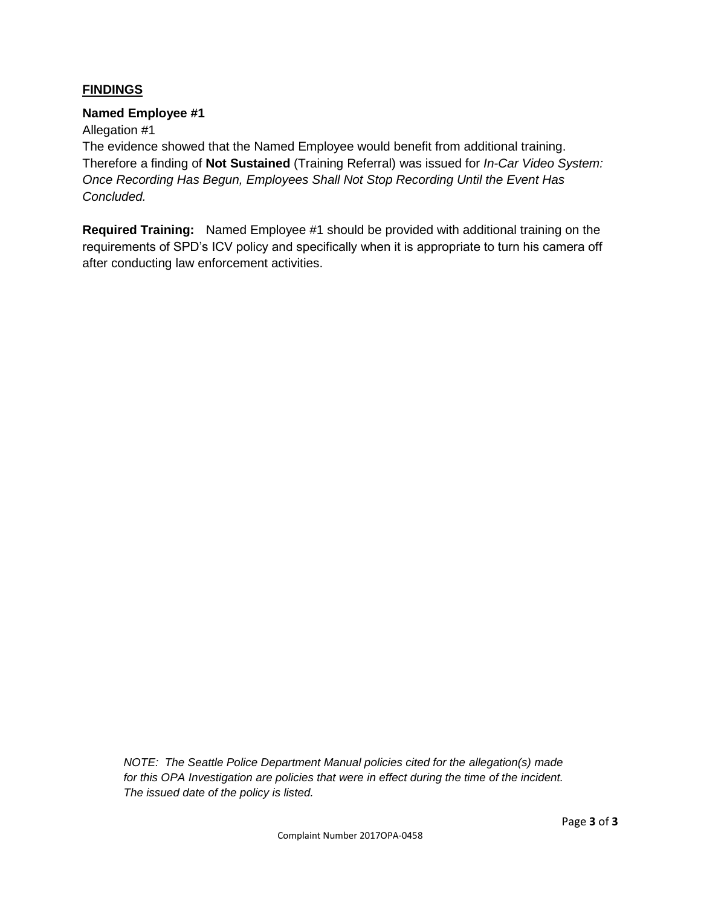## FINDINGS

**Named Employee #1**

Allegation #1

The evidence showed that the Named Employee would benefit from additional training. Therefore a finding of **Not Sustained** (Training Referral) was issued for *In-Car Video System: Once Recording Has Begun, Employees Shall Not Stop Recording Until the Event Has Concluded.*

**Required Training:** Named Employee #1 should be provided with additional training on the requirements of SPD's ICV policy and specifically when it is appropriate to turn his camera off after conducting law enforcement activities.

*NOTE: The Seattle Police Department Manual policies cited for the allegation(s) made for this OPA Investigation are policies that were in effect during the time of the incident. The issued date of the policy is listed.*